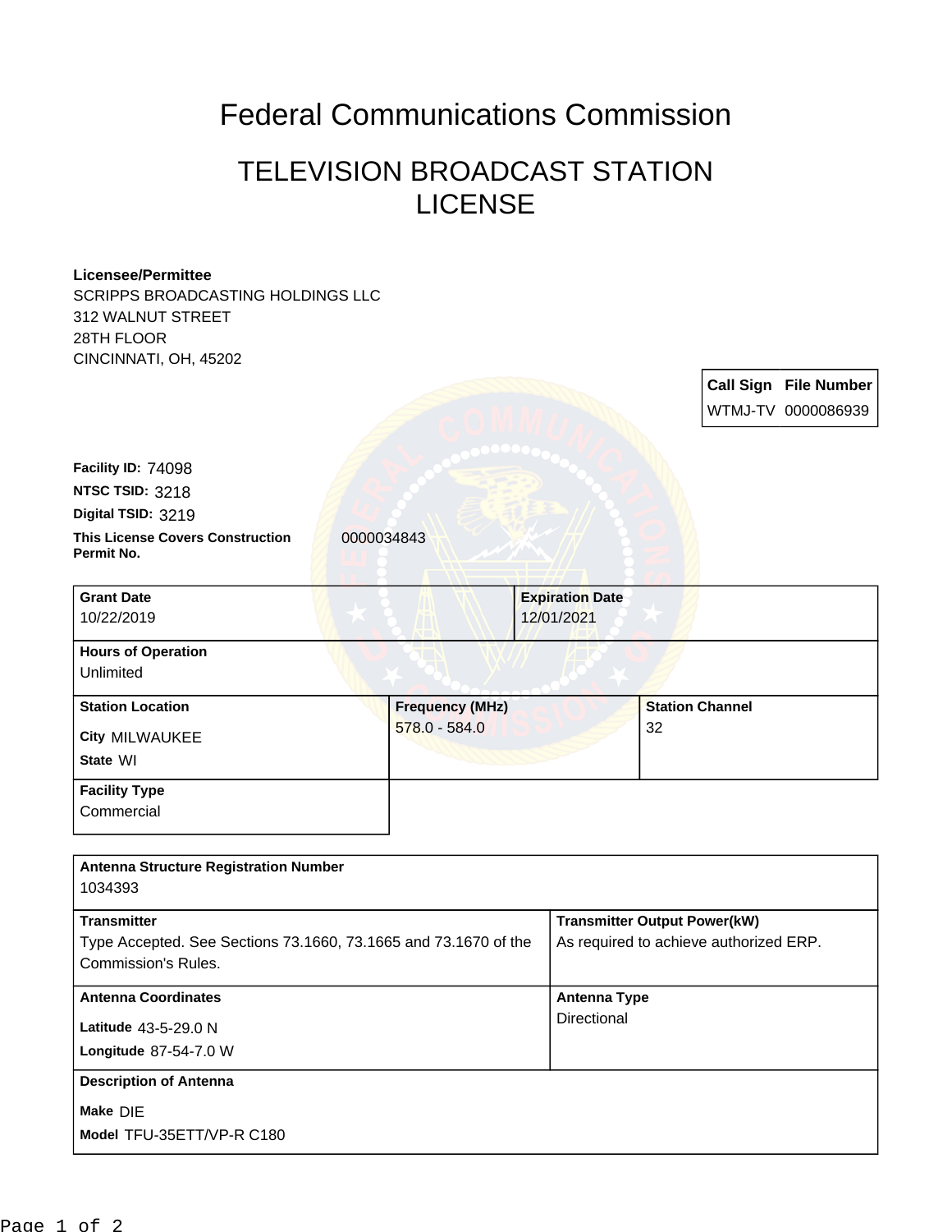# Federal Communications Commission

## TELEVISION BROADCAST STATION LICENSE

**Licensee/Permittee**
SCRIPPS BROADCASTING HOLDINGS LLC
312 WALNUT STREET
28TH FLOOR
CINCINNATI, OH, 45202

| Call Sign | File Number |
|---|---|
| WTMJ-TV | 0000086939 |

**Facility ID:** 74098
**NTSC TSID:** 3218
**Digital TSID:** 3219
**This License Covers Construction Permit No.** 0000034843

| Grant Date | Expiration Date |
|---|---|
| 10/22/2019 | 12/01/2021 |

| Hours of Operation |
|---|
| Unlimited |

| Station Location | Frequency (MHz) | Station Channel |
|---|---|---|
| City MILWAUKEE<br>State WI | 578.0 - 584.0 | 32 |

| Facility Type |
|---|
| Commercial |

| Antenna Structure Registration Number | |
|---|---|
| 1034393 | |
| **Transmitter** | **Transmitter Output Power(kW)** |
| Type Accepted. See Sections 73.1660, 73.1665 and 73.1670 of the Commission's Rules. | As required to achieve authorized ERP. |
| **Antenna Coordinates** | **Antenna Type** |
| Latitude 43-5-29.0 N<br>Longitude 87-54-7.0 W | Directional |
| **Description of Antenna** | |
| Make DIE<br>Model TFU-35ETT/VP-R C180 | |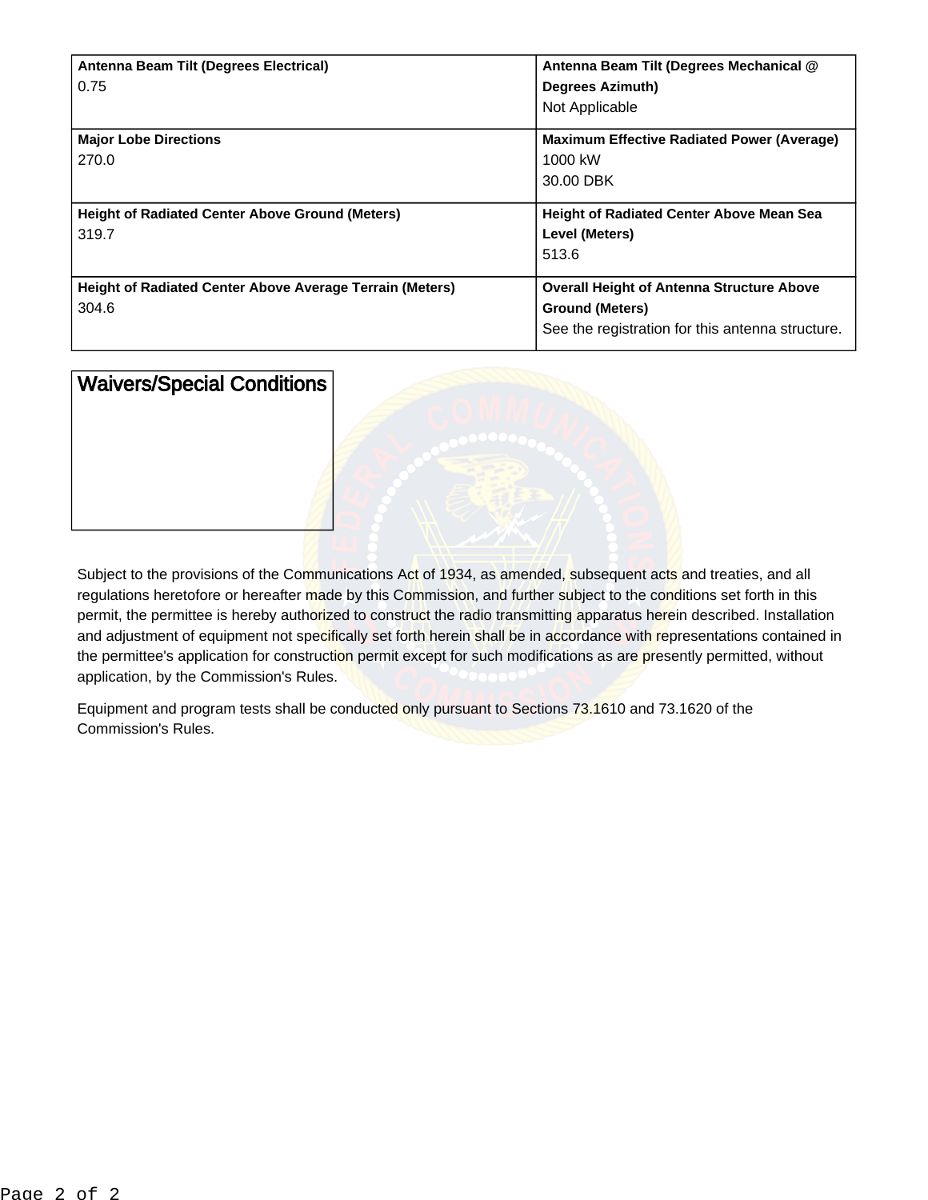| | |
| --- | --- |
| **Antenna Beam Tilt (Degrees Electrical)**<br>0.75 | **Antenna Beam Tilt (Degrees Mechanical @ Degrees Azimuth)**<br>Not Applicable |
| **Major Lobe Directions**<br>270.0 | **Maximum Effective Radiated Power (Average)**<br>1000 kW<br>30.00 DBK |
| **Height of Radiated Center Above Ground (Meters)**<br>319.7 | **Height of Radiated Center Above Mean Sea Level (Meters)**<br>513.6 |
| **Height of Radiated Center Above Average Terrain (Meters)**<br>304.6 | **Overall Height of Antenna Structure Above Ground (Meters)**<br>See the registration for this antenna structure. |

## Waivers/Special Conditions

Subject to the provisions of the Communications Act of 1934, as amended, subsequent acts and treaties, and all regulations heretofore or hereafter made by this Commission, and further subject to the conditions set forth in this permit, the permittee is hereby authorized to construct the radio transmitting apparatus herein described. Installation and adjustment of equipment not specifically set forth herein shall be in accordance with representations contained in the permittee's application for construction permit except for such modifications as are presently permitted, without application, by the Commission's Rules.

Equipment and program tests shall be conducted only pursuant to Sections 73.1610 and 73.1620 of the Commission's Rules.